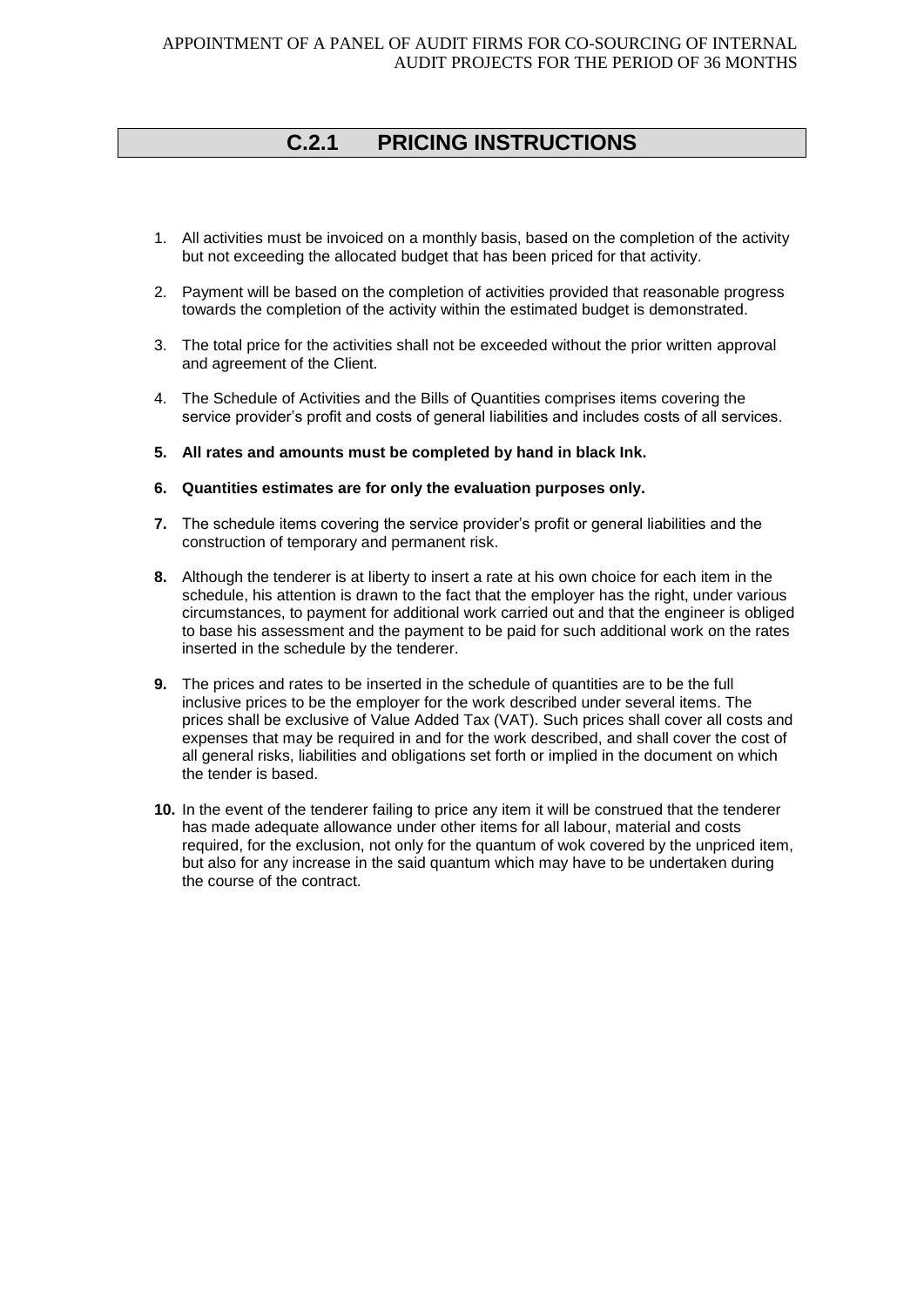## C.2.1 PRICING INSTRUCTIONS

1. All activities must be invoiced on a monthly basis, based on the completion of the activity but not exceeding the allocated budget that has been priced for that activity.
2. Payment will be based on the completion of activities provided that reasonable progress towards the completion of the activity within the estimated budget is demonstrated.
3. The total price for the activities shall not be exceeded without the prior written approval and agreement of the Client.
4. The Schedule of Activities and the Bills of Quantities comprises items covering the service provider's profit and costs of general liabilities and includes costs of all services.
5. **All rates and amounts must be completed by hand in black Ink.**
6. **Quantities estimates are for only the evaluation purposes only.**
7. The schedule items covering the service provider's profit or general liabilities and the construction of temporary and permanent risk.
8. Although the tenderer is at liberty to insert a rate at his own choice for each item in the schedule, his attention is drawn to the fact that the employer has the right, under various circumstances, to payment for additional work carried out and that the engineer is obliged to base his assessment and the payment to be paid for such additional work on the rates inserted in the schedule by the tenderer.
9. The prices and rates to be inserted in the schedule of quantities are to be the full inclusive prices to be the employer for the work described under several items. The prices shall be exclusive of Value Added Tax (VAT). Such prices shall cover all costs and expenses that may be required in and for the work described, and shall cover the cost of all general risks, liabilities and obligations set forth or implied in the document on which the tender is based.
10. In the event of the tenderer failing to price any item it will be construed that the tenderer has made adequate allowance under other items for all labour, material and costs required, for the exclusion, not only for the quantum of wok covered by the unpriced item, but also for any increase in the said quantum which may have to be undertaken during the course of the contract.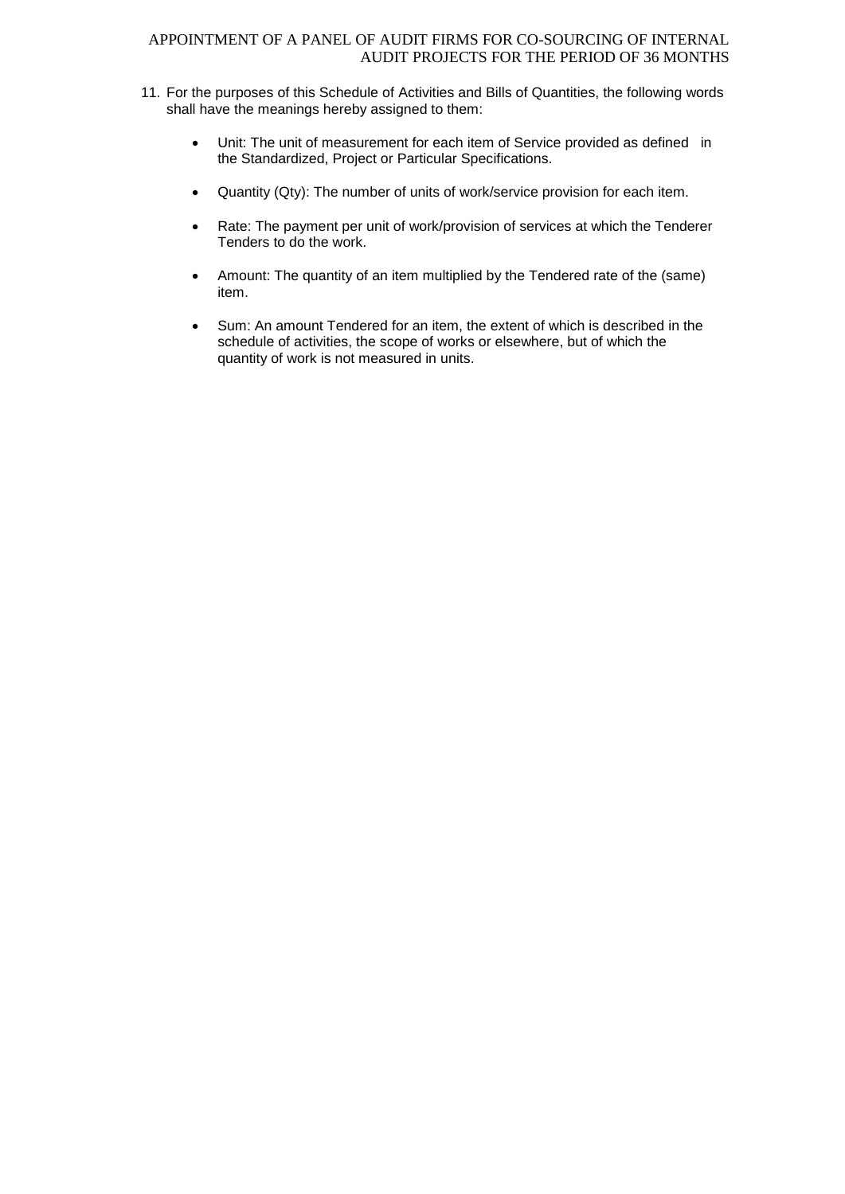11. For the purposes of this Schedule of Activities and Bills of Quantities, the following words shall have the meanings hereby assigned to them:

    - Unit: The unit of measurement for each item of Service provided as defined in the Standardized, Project or Particular Specifications.
    - Quantity (Qty): The number of units of work/service provision for each item.
    - Rate: The payment per unit of work/provision of services at which the Tenderer Tenders to do the work.
    - Amount: The quantity of an item multiplied by the Tendered rate of the (same) item.
    - Sum: An amount Tendered for an item, the extent of which is described in the schedule of activities, the scope of works or elsewhere, but of which the quantity of work is not measured in units.